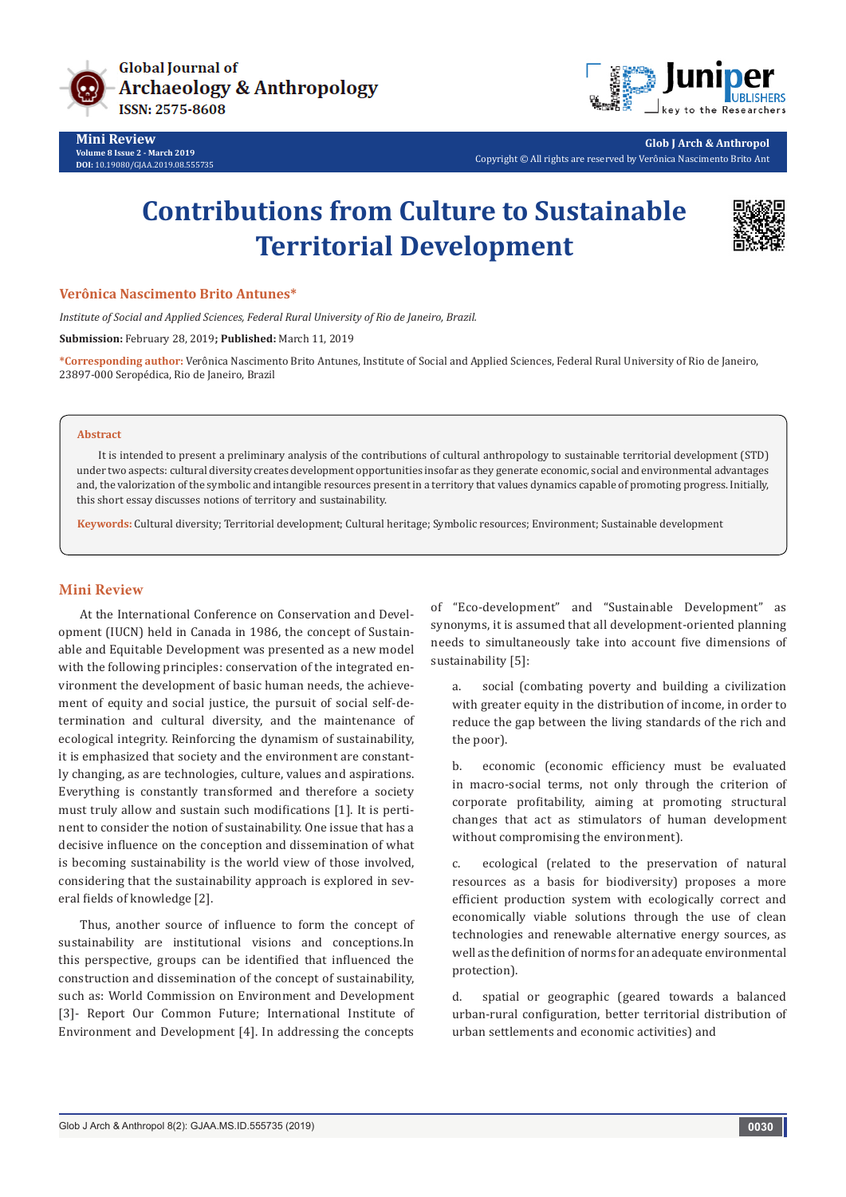Mini Review

Volume 8 Issue 2 - March 2019

DOI: 10.19080/GJAA.2019.08.555735

Copyright © All rights are reserved by Verônica Nascimento Brito Ant

# Contributions from Culture to Sustainable Territorial Development

**Verônica Nascimento Brito Antunes***

*Institute of Social and Applied Sciences, Federal Rural University of Rio de Janeiro, Brazil.*

**Submission:** February 28, 2019**;** **Published:** March 11, 2019

***Corresponding author:** Verônica Nascimento Brito Antunes, Institute of Social and Applied Sciences, Federal Rural University of Rio de Janeiro, 23897-000 Seropédica, Rio de Janeiro, Brazil

## Abstract

It is intended to present a preliminary analysis of the contributions of cultural anthropology to sustainable territorial development (STD) under two aspects: cultural diversity creates development opportunities insofar as they generate economic, social and environmental advantages and, the valorization of the symbolic and intangible resources present in a territory that values dynamics capable of promoting progress. Initially, this short essay discusses notions of territory and sustainability.

**Keywords:** Cultural diversity; Territorial development; Cultural heritage; Symbolic resources; Environment; Sustainable development

## Mini Review

At the International Conference on Conservation and Development (IUCN) held in Canada in 1986, the concept of Sustainable and Equitable Development was presented as a new model with the following principles: conservation of the integrated environment the development of basic human needs, the achievement of equity and social justice, the pursuit of social self-determination and cultural diversity, and the maintenance of ecological integrity. Reinforcing the dynamism of sustainability, it is emphasized that society and the environment are constantly changing, as are technologies, culture, values and aspirations. Everything is constantly transformed and therefore a society must truly allow and sustain such modifications [1]. It is pertinent to consider the notion of sustainability. One issue that has a decisive influence on the conception and dissemination of what is becoming sustainability is the world view of those involved, considering that the sustainability approach is explored in several fields of knowledge [2].

Thus, another source of influence to form the concept of sustainability are institutional visions and conceptions.In this perspective, groups can be identified that influenced the construction and dissemination of the concept of sustainability, such as: World Commission on Environment and Development [3]- Report Our Common Future; International Institute of Environment and Development [4]. In addressing the concepts of "Eco-development" and "Sustainable Development" as synonyms, it is assumed that all development-oriented planning needs to simultaneously take into account five dimensions of sustainability [5]:

a. social (combating poverty and building a civilization with greater equity in the distribution of income, in order to reduce the gap between the living standards of the rich and the poor).

b. economic (economic efficiency must be evaluated in macro-social terms, not only through the criterion of corporate profitability, aiming at promoting structural changes that act as stimulators of human development without compromising the environment).

c. ecological (related to the preservation of natural resources as a basis for biodiversity) proposes a more efficient production system with ecologically correct and economically viable solutions through the use of clean technologies and renewable alternative energy sources, as well as the definition of norms for an adequate environmental protection).

d. spatial or geographic (geared towards a balanced urban-rural configuration, better territorial distribution of urban settlements and economic activities) and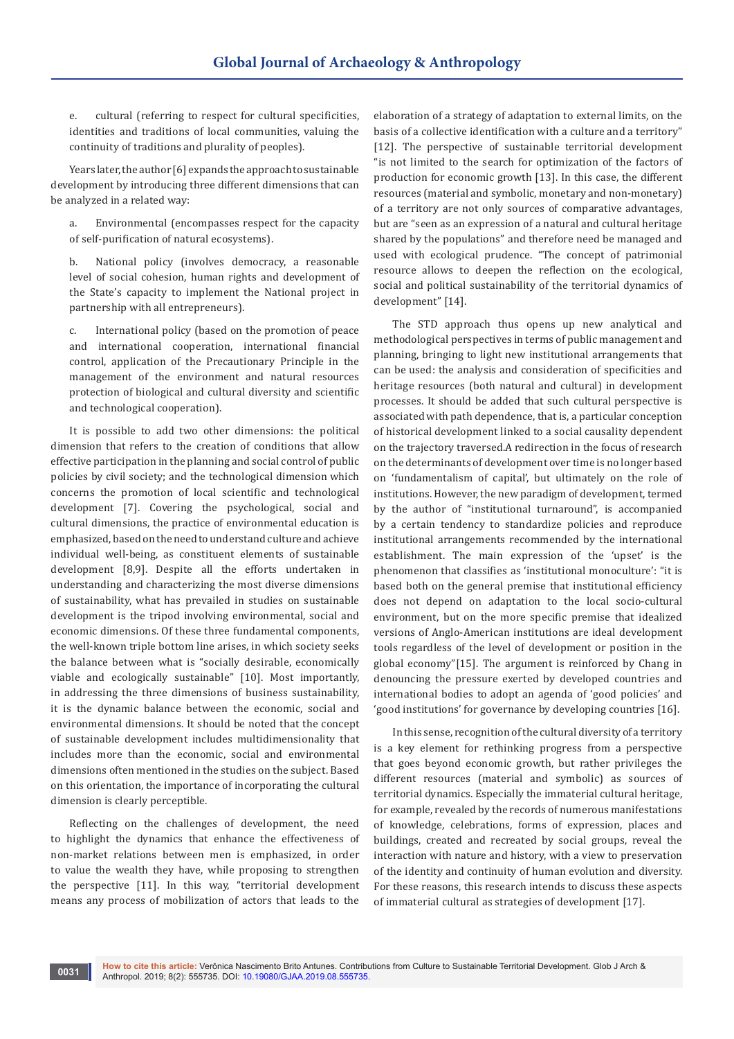e. cultural (referring to respect for cultural specificities, identities and traditions of local communities, valuing the continuity of traditions and plurality of peoples).

Years later, the author [6] expands the approach to sustainable development by introducing three different dimensions that can be analyzed in a related way:

a. Environmental (encompasses respect for the capacity of self-purification of natural ecosystems).

b. National policy (involves democracy, a reasonable level of social cohesion, human rights and development of the State's capacity to implement the National project in partnership with all entrepreneurs).

c. International policy (based on the promotion of peace and international cooperation, international financial control, application of the Precautionary Principle in the management of the environment and natural resources protection of biological and cultural diversity and scientific and technological cooperation).

It is possible to add two other dimensions: the political dimension that refers to the creation of conditions that allow effective participation in the planning and social control of public policies by civil society; and the technological dimension which concerns the promotion of local scientific and technological development [7]. Covering the psychological, social and cultural dimensions, the practice of environmental education is emphasized, based on the need to understand culture and achieve individual well-being, as constituent elements of sustainable development [8,9]. Despite all the efforts undertaken in understanding and characterizing the most diverse dimensions of sustainability, what has prevailed in studies on sustainable development is the tripod involving environmental, social and economic dimensions. Of these three fundamental components, the well-known triple bottom line arises, in which society seeks the balance between what is "socially desirable, economically viable and ecologically sustainable" [10]. Most importantly, in addressing the three dimensions of business sustainability, it is the dynamic balance between the economic, social and environmental dimensions. It should be noted that the concept of sustainable development includes multidimensionality that includes more than the economic, social and environmental dimensions often mentioned in the studies on the subject. Based on this orientation, the importance of incorporating the cultural dimension is clearly perceptible.

Reflecting on the challenges of development, the need to highlight the dynamics that enhance the effectiveness of non-market relations between men is emphasized, in order to value the wealth they have, while proposing to strengthen the perspective [11]. In this way, "territorial development means any process of mobilization of actors that leads to the elaboration of a strategy of adaptation to external limits, on the basis of a collective identification with a culture and a territory" [12]. The perspective of sustainable territorial development "is not limited to the search for optimization of the factors of production for economic growth [13]. In this case, the different resources (material and symbolic, monetary and non-monetary) of a territory are not only sources of comparative advantages, but are "seen as an expression of a natural and cultural heritage shared by the populations" and therefore need to be managed and used with ecological prudence. "The concept of patrimonial resource allows to deepen the reflection on the ecological, social and political sustainability of the territorial dynamics of development" [14].

The STD approach thus opens up new analytical and methodological perspectives in terms of public management and planning, bringing to light new institutional arrangements that can be used: the analysis and consideration of specificities and heritage resources (both natural and cultural) in development processes. It should be added that such cultural perspective is associated with path dependence, that is, a particular conception of historical development linked to a social causality dependent on the trajectory traversed.A redirection in the focus of research on the determinants of development over time is no longer based on 'fundamentalism of capital', but ultimately on the role of institutions. However, the new paradigm of development, termed by the author of "institutional turnaround", is accompanied by a certain tendency to standardize policies and reproduce institutional arrangements recommended by the international establishment. The main expression of the 'upset' is the phenomenon that classifies as 'institutional monoculture': "it is based both on the general premise that institutional efficiency does not depend on adaptation to the local socio-cultural environment, but on the more specific premise that idealized versions of Anglo-American institutions are ideal development tools regardless of the level of development or position in the global economy"[15]. The argument is reinforced by Chang in denouncing the pressure exerted by developed countries and international bodies to adopt an agenda of 'good policies' and 'good institutions' for governance by developing countries [16].

In this sense, recognition of the cultural diversity of a territory is a key element for rethinking progress from a perspective that goes beyond economic growth, but rather privileges the different resources (material and symbolic) as sources of territorial dynamics. Especially the immaterial cultural heritage, for example, revealed by the records of numerous manifestations of knowledge, celebrations, forms of expression, places and buildings, created and recreated by social groups, reveal the interaction with nature and history, with a view to preservation of the identity and continuity of human evolution and diversity. For these reasons, this research intends to discuss these aspects of immaterial cultural as strategies of development [17].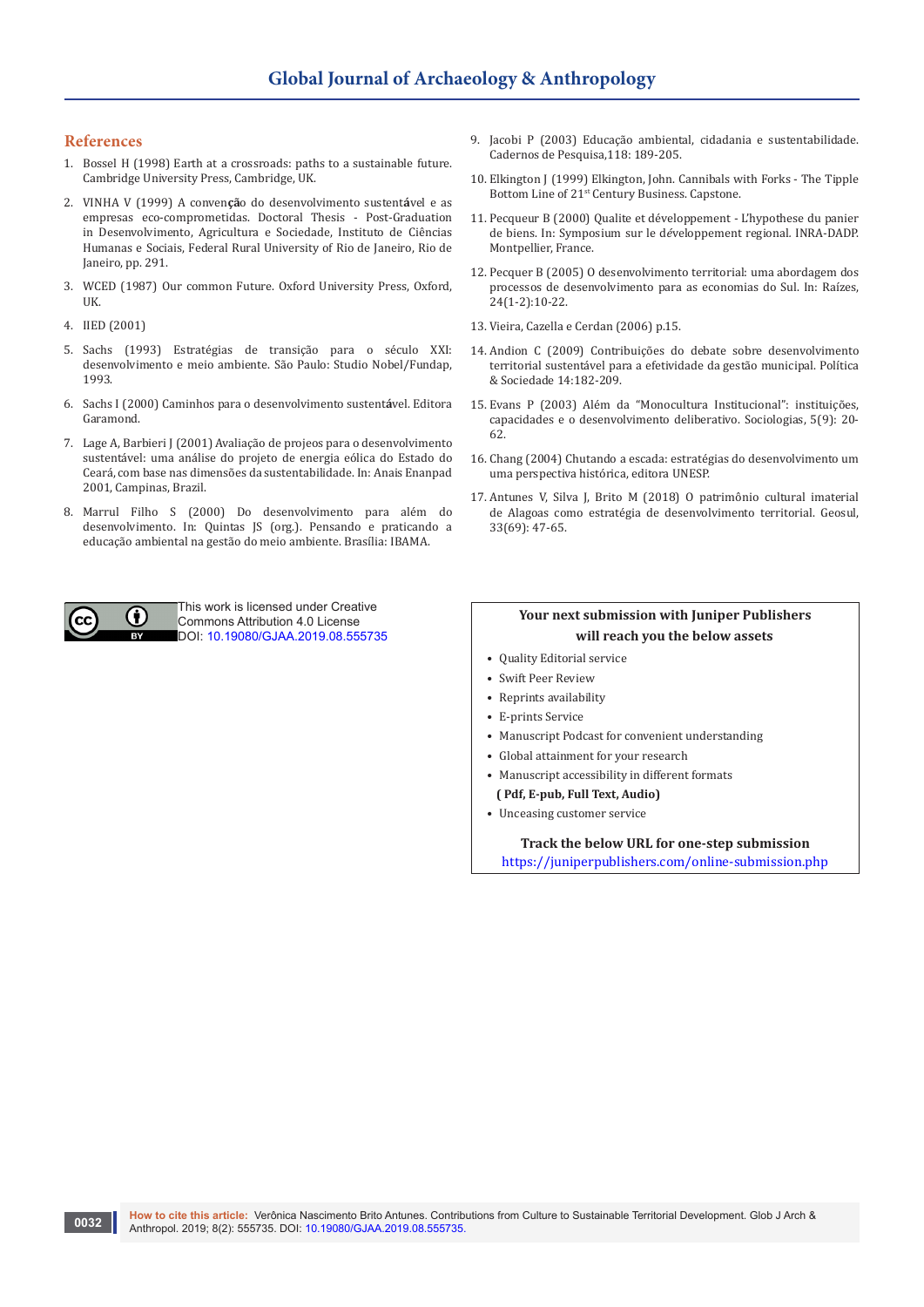## References

1. Bossel H (1998) Earth at a crossroads: paths to a sustainable future. Cambridge University Press, Cambridge, UK.
2. VINHA V (1999) A convenção do desenvolvimento sustentável e as empresas eco-comprometidas. Doctoral Thesis - Post-Graduation in Desenvolvimento, Agricultura e Sociedade, Instituto de Ciências Humanas e Sociais, Federal Rural University of Rio de Janeiro, Rio de Janeiro, pp. 291.
3. WCED (1987) Our common Future. Oxford University Press, Oxford, UK.
4. IIED (2001)
5. Sachs (1993) Estratégias de transição para o século XXI: desenvolvimento e meio ambiente. São Paulo: Studio Nobel/Fundap, 1993.
6. Sachs I (2000) Caminhos para o desenvolvimento sustentável. Editora Garamond.
7. Lage A, Barbieri J (2001) Avaliação de projeos para o desenvolvimento sustentável: uma análise do projeto de energia eólica do Estado do Ceará, com base nas dimensões da sustentabilidade. In: Anais Enanpad 2001, Campinas, Brazil.
8. Marrul Filho S (2000) Do desenvolvimento para além do desenvolvimento. In: Quintas JS (org.). Pensando e praticando a educação ambiental na gestão do meio ambiente. Brasília: IBAMA.
9. Jacobi P (2003) Educação ambiental, cidadania e sustentabilidade. Cadernos de Pesquisa,118: 189-205.
10. Elkington J (1999) Elkington, John. Cannibals with Forks - The Tipple Bottom Line of 21st Century Business. Capstone.
11. Pecqueur B (2000) Qualite et développement - L'hypothese du panier de biens. In: Symposium sur le développement regional. INRA-DADP. Montpellier, France.
12. Pecquer B (2005) O desenvolvimento territorial: uma abordagem dos processos de desenvolvimento para as economias do Sul. In: Raízes, 24(1-2):10-22.
13. Vieira, Cazella e Cerdan (2006) p.15.
14. Andion C (2009) Contribuições do debate sobre desenvolvimento territorial sustentável para a efetividade da gestão municipal. Política & Sociedade 14:182-209.
15. Evans P (2003) Além da "Monocultura Institucional": instituições, capacidades e o desenvolvimento deliberativo. Sociologias, 5(9): 20-62.
16. Chang (2004) Chutando a escada: estratégias do desenvolvimento um uma perspectiva histórica, editora UNESP.
17. Antunes V, Silva J, Brito M (2018) O patrimônio cultural imaterial de Alagoas como estratégia de desenvolvimento territorial. Geosul, 33(69): 47-65.

This work is licensed under Creative Commons Attribution 4.0 License
DOI: 10.19080/GJAA.2019.08.555735

**Your next submission with Juniper Publishers will reach you the below assets**

- Quality Editorial service
- Swift Peer Review
- Reprints availability
- E-prints Service
- Manuscript Podcast for convenient understanding
- Global attainment for your research
- Manuscript accessibility in different formats

  **( Pdf, E-pub, Full Text, Audio)**
- Unceasing customer service

**Track the below URL for one-step submission**
https://juniperpublishers.com/online-submission.php